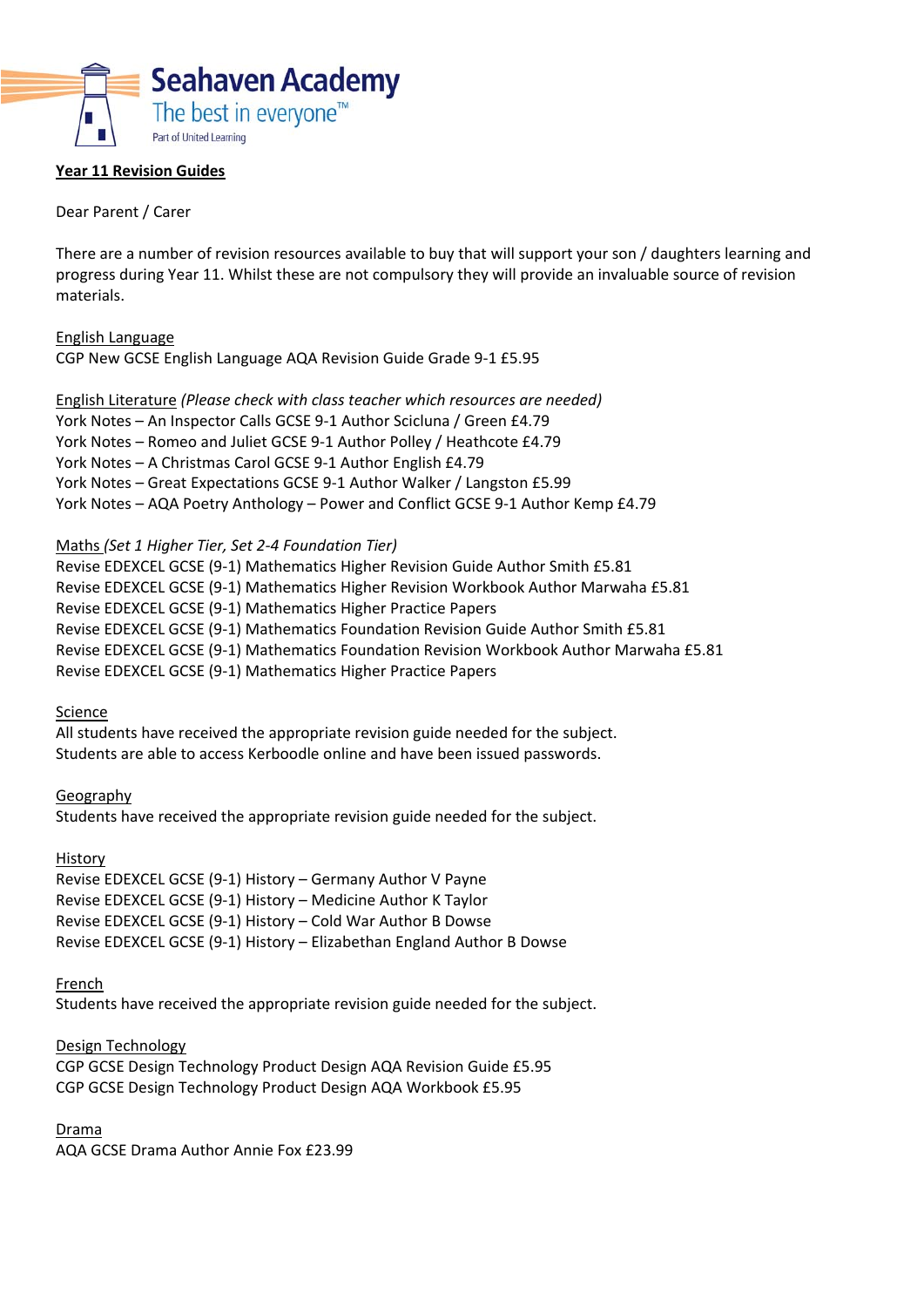Seahaven Academy
The best in everyone™
Part of United Learning

**Year 11 Revision Guides**

Dear Parent / Carer

There are a number of revision resources available to buy that will support your son / daughters learning and progress during Year 11. Whilst these are not compulsory they will provide an invaluable source of revision materials.

English Language
CGP New GCSE English Language AQA Revision Guide Grade 9-1 £5.95

English Literature *(Please check with class teacher which resources are needed)*
York Notes – An Inspector Calls GCSE 9-1 Author Scicluna / Green £4.79
York Notes – Romeo and Juliet GCSE 9-1 Author Polley / Heathcote £4.79
York Notes – A Christmas Carol GCSE 9-1 Author English £4.79
York Notes – Great Expectations GCSE 9-1 Author Walker / Langston £5.99
York Notes – AQA Poetry Anthology – Power and Conflict GCSE 9-1 Author Kemp £4.79

Maths *(Set 1 Higher Tier, Set 2-4 Foundation Tier)*
Revise EDEXCEL GCSE (9-1) Mathematics Higher Revision Guide Author Smith £5.81
Revise EDEXCEL GCSE (9-1) Mathematics Higher Revision Workbook Author Marwaha £5.81
Revise EDEXCEL GCSE (9-1) Mathematics Higher Practice Papers
Revise EDEXCEL GCSE (9-1) Mathematics Foundation Revision Guide Author Smith £5.81
Revise EDEXCEL GCSE (9-1) Mathematics Foundation Revision Workbook Author Marwaha £5.81
Revise EDEXCEL GCSE (9-1) Mathematics Higher Practice Papers

Science
All students have received the appropriate revision guide needed for the subject.
Students are able to access Kerboodle online and have been issued passwords.

Geography
Students have received the appropriate revision guide needed for the subject.

History
Revise EDEXCEL GCSE (9-1) History – Germany Author V Payne
Revise EDEXCEL GCSE (9-1) History – Medicine Author K Taylor
Revise EDEXCEL GCSE (9-1) History – Cold War Author B Dowse
Revise EDEXCEL GCSE (9-1) History – Elizabethan England Author B Dowse

French
Students have received the appropriate revision guide needed for the subject.

Design Technology
CGP GCSE Design Technology Product Design AQA Revision Guide £5.95
CGP GCSE Design Technology Product Design AQA Workbook £5.95

Drama
AQA GCSE Drama Author Annie Fox £23.99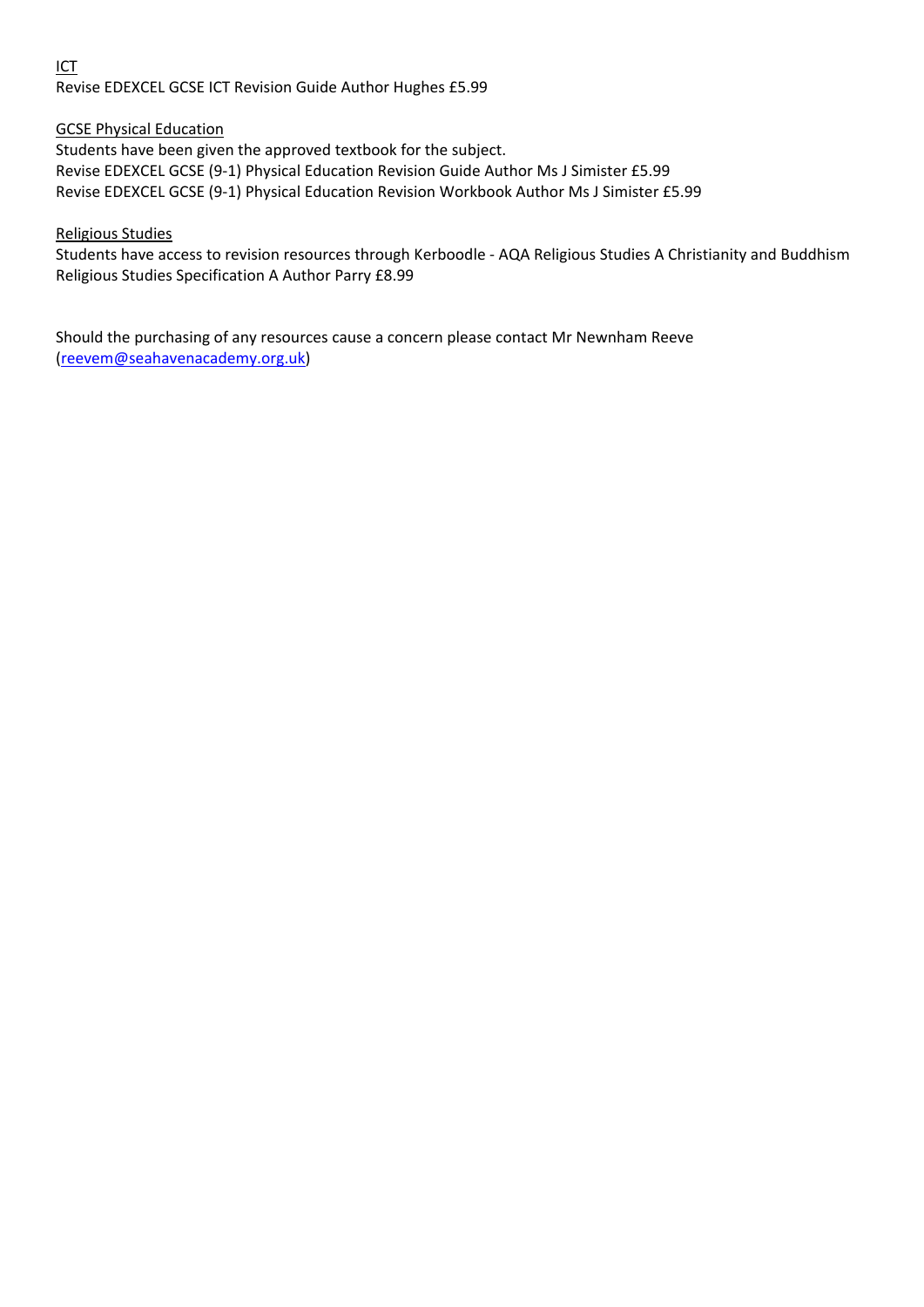ICT

Revise EDEXCEL GCSE ICT Revision Guide Author Hughes £5.99

GCSE Physical Education

Students have been given the approved textbook for the subject.
Revise EDEXCEL GCSE (9-1) Physical Education Revision Guide Author Ms J Simister £5.99
Revise EDEXCEL GCSE (9-1) Physical Education Revision Workbook Author Ms J Simister £5.99

Religious Studies

Students have access to revision resources through Kerboodle - AQA Religious Studies A Christianity and Buddhism
Religious Studies Specification A Author Parry £8.99

Should the purchasing of any resources cause a concern please contact Mr Newnham Reeve (reevem@seahavenacademy.org.uk)